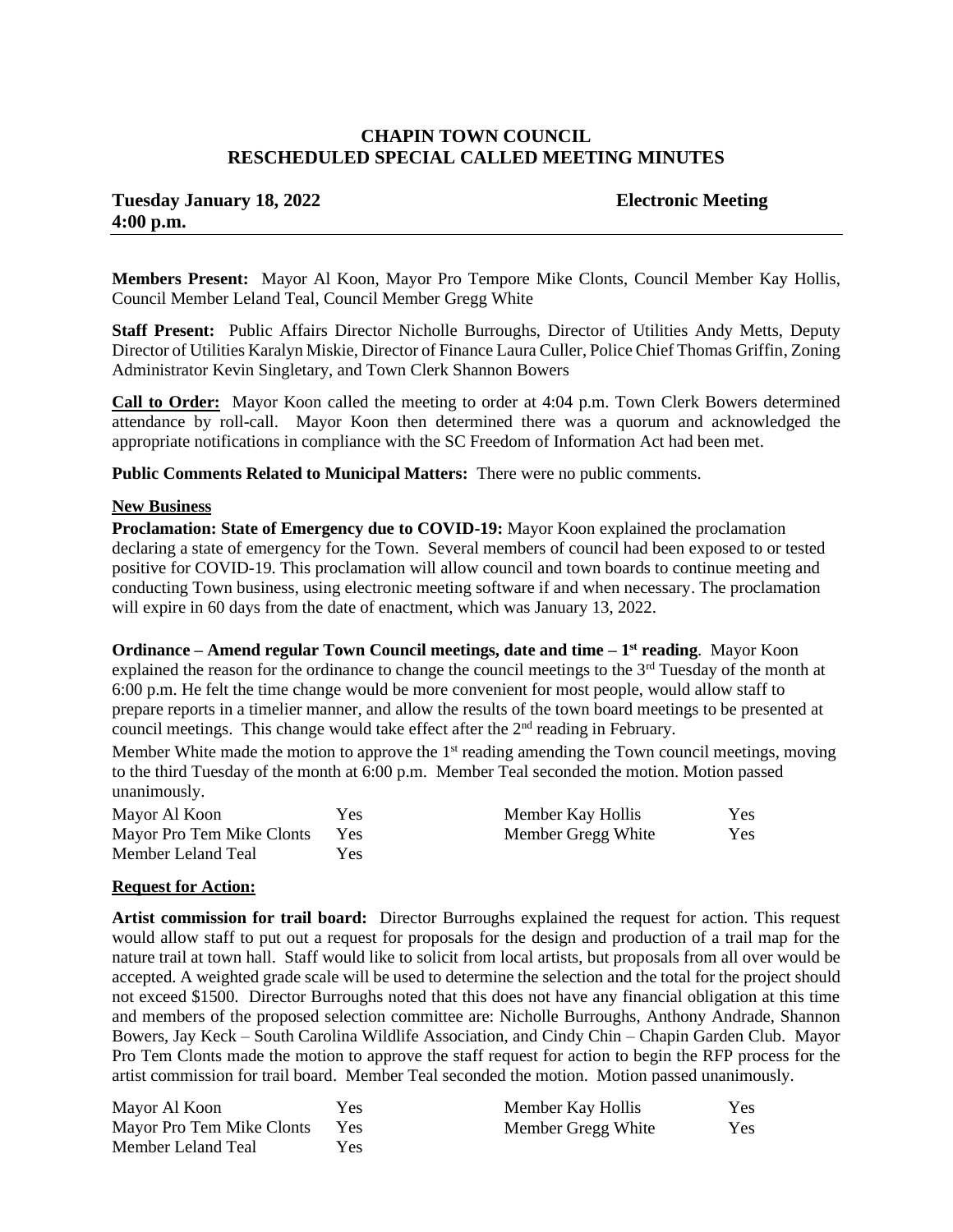# CHAPIN TOWN COUNCIL
## RESCHEDULED SPECIAL CALLED MEETING MINUTES

**Tuesday January 18, 2022** **Electronic Meeting**
**4:00 p.m.**

---

**Members Present:** Mayor Al Koon, Mayor Pro Tempore Mike Clonts, Council Member Kay Hollis, Council Member Leland Teal, Council Member Gregg White

**Staff Present:** Public Affairs Director Nicholle Burroughs, Director of Utilities Andy Metts, Deputy Director of Utilities Karalyn Miskie, Director of Finance Laura Culler, Police Chief Thomas Griffin, Zoning Administrator Kevin Singletary, and Town Clerk Shannon Bowers

**Call to Order:** Mayor Koon called the meeting to order at 4:04 p.m. Town Clerk Bowers determined attendance by roll-call. Mayor Koon then determined there was a quorum and acknowledged the appropriate notifications in compliance with the SC Freedom of Information Act had been met.

**Public Comments Related to Municipal Matters:** There were no public comments.

**New Business**

**Proclamation: State of Emergency due to COVID-19:** Mayor Koon explained the proclamation declaring a state of emergency for the Town. Several members of council had been exposed to or tested positive for COVID-19. This proclamation will allow council and town boards to continue meeting and conducting Town business, using electronic meeting software if and when necessary. The proclamation will expire in 60 days from the date of enactment, which was January 13, 2022.

**Ordinance – Amend regular Town Council meetings, date and time – 1st reading**. Mayor Koon explained the reason for the ordinance to change the council meetings to the 3rd Tuesday of the month at 6:00 p.m. He felt the time change would be more convenient for most people, would allow staff to prepare reports in a timelier manner, and allow the results of the town board meetings to be presented at council meetings. This change would take effect after the 2nd reading in February.

Member White made the motion to approve the 1st reading amending the Town council meetings, moving to the third Tuesday of the month at 6:00 p.m. Member Teal seconded the motion. Motion passed unanimously.

| | | | |
|---|---|---|---|
| Mayor Al Koon | Yes | Member Kay Hollis | Yes |
| Mayor Pro Tem Mike Clonts | Yes | Member Gregg White | Yes |
| Member Leland Teal | Yes | | |

**Request for Action:**

**Artist commission for trail board:** Director Burroughs explained the request for action. This request would allow staff to put out a request for proposals for the design and production of a trail map for the nature trail at town hall. Staff would like to solicit from local artists, but proposals from all over would be accepted. A weighted grade scale will be used to determine the selection and the total for the project should not exceed $1500. Director Burroughs noted that this does not have any financial obligation at this time and members of the proposed selection committee are: Nicholle Burroughs, Anthony Andrade, Shannon Bowers, Jay Keck – South Carolina Wildlife Association, and Cindy Chin – Chapin Garden Club. Mayor Pro Tem Clonts made the motion to approve the staff request for action to begin the RFP process for the artist commission for trail board. Member Teal seconded the motion. Motion passed unanimously.

| | | | |
|---|---|---|---|
| Mayor Al Koon | Yes | Member Kay Hollis | Yes |
| Mayor Pro Tem Mike Clonts | Yes | Member Gregg White | Yes |
| Member Leland Teal | Yes | | |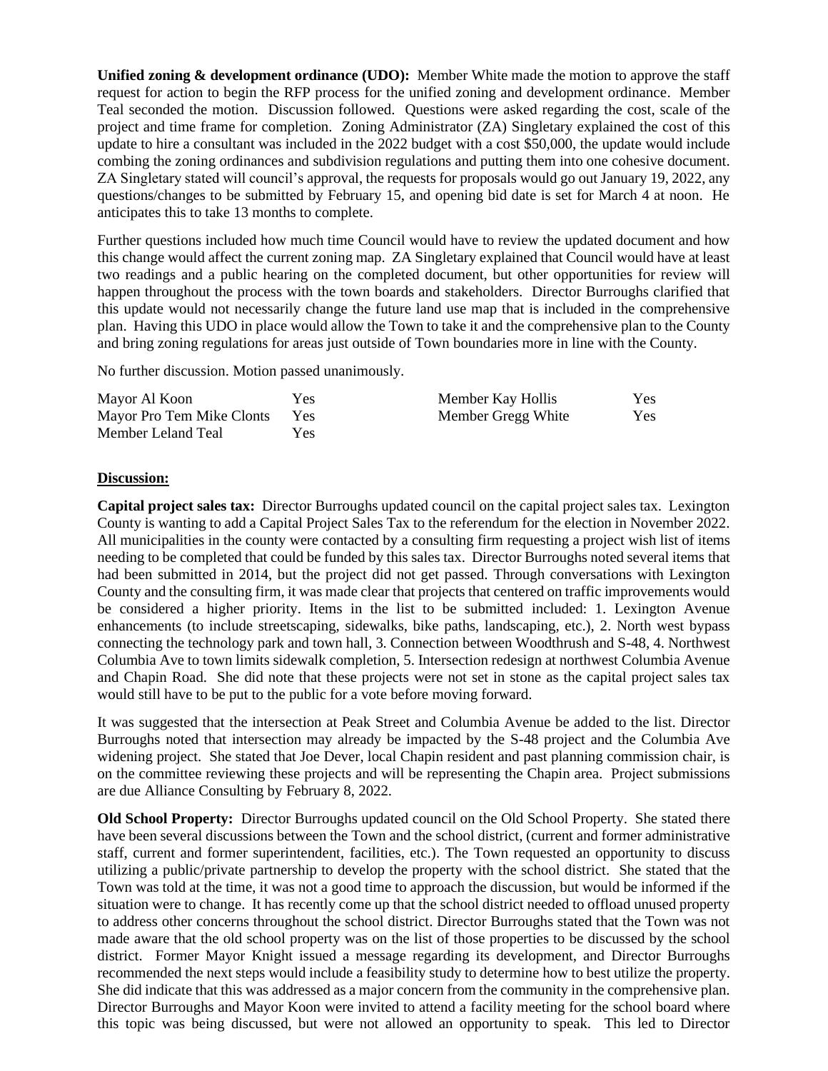**Unified zoning & development ordinance (UDO):** Member White made the motion to approve the staff request for action to begin the RFP process for the unified zoning and development ordinance. Member Teal seconded the motion. Discussion followed. Questions were asked regarding the cost, scale of the project and time frame for completion. Zoning Administrator (ZA) Singletary explained the cost of this update to hire a consultant was included in the 2022 budget with a cost $50,000, the update would include combing the zoning ordinances and subdivision regulations and putting them into one cohesive document. ZA Singletary stated will council's approval, the requests for proposals would go out January 19, 2022, any questions/changes to be submitted by February 15, and opening bid date is set for March 4 at noon. He anticipates this to take 13 months to complete.

Further questions included how much time Council would have to review the updated document and how this change would affect the current zoning map. ZA Singletary explained that Council would have at least two readings and a public hearing on the completed document, but other opportunities for review will happen throughout the process with the town boards and stakeholders. Director Burroughs clarified that this update would not necessarily change the future land use map that is included in the comprehensive plan. Having this UDO in place would allow the Town to take it and the comprehensive plan to the County and bring zoning regulations for areas just outside of Town boundaries more in line with the County.

No further discussion. Motion passed unanimously.

| | | | |
|---|---|---|---|
| Mayor Al Koon | Yes | Member Kay Hollis | Yes |
| Mayor Pro Tem Mike Clonts | Yes | Member Gregg White | Yes |
| Member Leland Teal | Yes | | |

**Discussion:**

**Capital project sales tax:** Director Burroughs updated council on the capital project sales tax. Lexington County is wanting to add a Capital Project Sales Tax to the referendum for the election in November 2022. All municipalities in the county were contacted by a consulting firm requesting a project wish list of items needing to be completed that could be funded by this sales tax. Director Burroughs noted several items that had been submitted in 2014, but the project did not get passed. Through conversations with Lexington County and the consulting firm, it was made clear that projects that centered on traffic improvements would be considered a higher priority. Items in the list to be submitted included: 1. Lexington Avenue enhancements (to include streetscaping, sidewalks, bike paths, landscaping, etc.), 2. North west bypass connecting the technology park and town hall, 3. Connection between Woodthrush and S-48, 4. Northwest Columbia Ave to town limits sidewalk completion, 5. Intersection redesign at northwest Columbia Avenue and Chapin Road. She did note that these projects were not set in stone as the capital project sales tax would still have to be put to the public for a vote before moving forward.

It was suggested that the intersection at Peak Street and Columbia Avenue be added to the list. Director Burroughs noted that intersection may already be impacted by the S-48 project and the Columbia Ave widening project. She stated that Joe Dever, local Chapin resident and past planning commission chair, is on the committee reviewing these projects and will be representing the Chapin area. Project submissions are due Alliance Consulting by February 8, 2022.

**Old School Property:** Director Burroughs updated council on the Old School Property. She stated there have been several discussions between the Town and the school district, (current and former administrative staff, current and former superintendent, facilities, etc.). The Town requested an opportunity to discuss utilizing a public/private partnership to develop the property with the school district. She stated that the Town was told at the time, it was not a good time to approach the discussion, but would be informed if the situation were to change. It has recently come up that the school district needed to offload unused property to address other concerns throughout the school district. Director Burroughs stated that the Town was not made aware that the old school property was on the list of those properties to be discussed by the school district. Former Mayor Knight issued a message regarding its development, and Director Burroughs recommended the next steps would include a feasibility study to determine how to best utilize the property. She did indicate that this was addressed as a major concern from the community in the comprehensive plan. Director Burroughs and Mayor Koon were invited to attend a facility meeting for the school board where this topic was being discussed, but were not allowed an opportunity to speak. This led to Director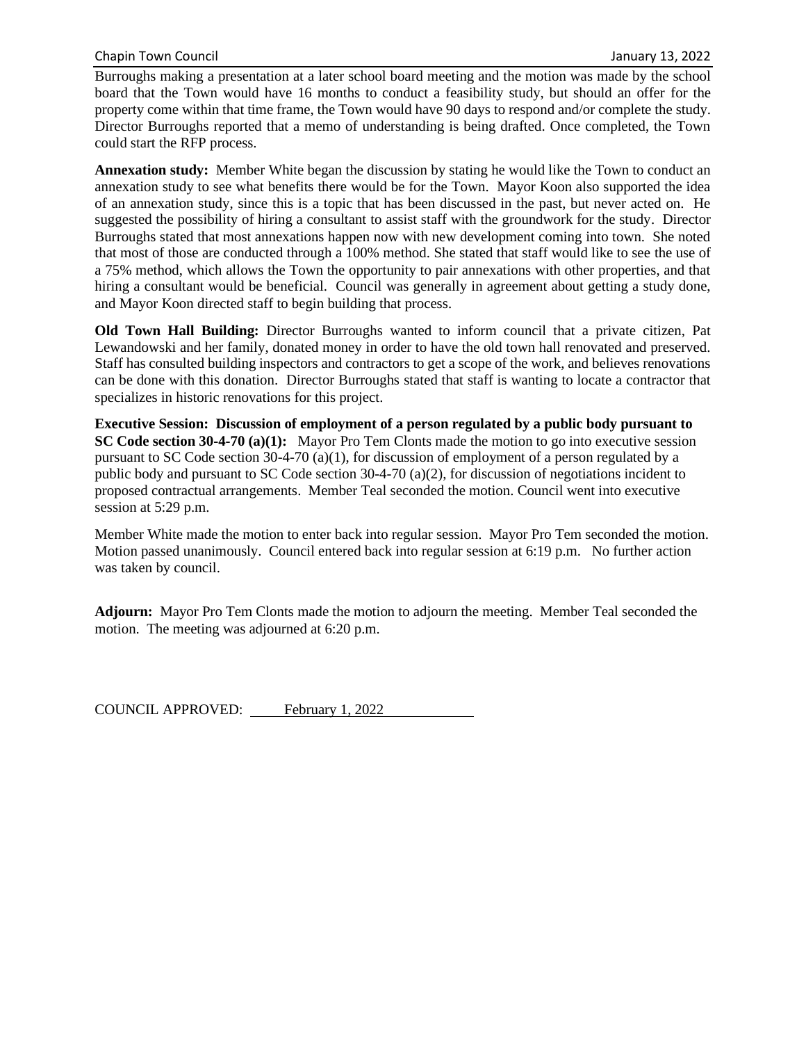Burroughs making a presentation at a later school board meeting and the motion was made by the school board that the Town would have 16 months to conduct a feasibility study, but should an offer for the property come within that time frame, the Town would have 90 days to respond and/or complete the study. Director Burroughs reported that a memo of understanding is being drafted. Once completed, the Town could start the RFP process.

**Annexation study:** Member White began the discussion by stating he would like the Town to conduct an annexation study to see what benefits there would be for the Town. Mayor Koon also supported the idea of an annexation study, since this is a topic that has been discussed in the past, but never acted on. He suggested the possibility of hiring a consultant to assist staff with the groundwork for the study. Director Burroughs stated that most annexations happen now with new development coming into town. She noted that most of those are conducted through a 100% method. She stated that staff would like to see the use of a 75% method, which allows the Town the opportunity to pair annexations with other properties, and that hiring a consultant would be beneficial. Council was generally in agreement about getting a study done, and Mayor Koon directed staff to begin building that process.

**Old Town Hall Building:** Director Burroughs wanted to inform council that a private citizen, Pat Lewandowski and her family, donated money in order to have the old town hall renovated and preserved. Staff has consulted building inspectors and contractors to get a scope of the work, and believes renovations can be done with this donation. Director Burroughs stated that staff is wanting to locate a contractor that specializes in historic renovations for this project.

**Executive Session: Discussion of employment of a person regulated by a public body pursuant to SC Code section 30-4-70 (a)(1):** Mayor Pro Tem Clonts made the motion to go into executive session pursuant to SC Code section 30-4-70 (a)(1), for discussion of employment of a person regulated by a public body and pursuant to SC Code section 30-4-70 (a)(2), for discussion of negotiations incident to proposed contractual arrangements. Member Teal seconded the motion. Council went into executive session at 5:29 p.m.

Member White made the motion to enter back into regular session. Mayor Pro Tem seconded the motion. Motion passed unanimously. Council entered back into regular session at 6:19 p.m. No further action was taken by council.

**Adjourn:** Mayor Pro Tem Clonts made the motion to adjourn the meeting. Member Teal seconded the motion. The meeting was adjourned at 6:20 p.m.

COUNCIL APPROVED: February 1, 2022